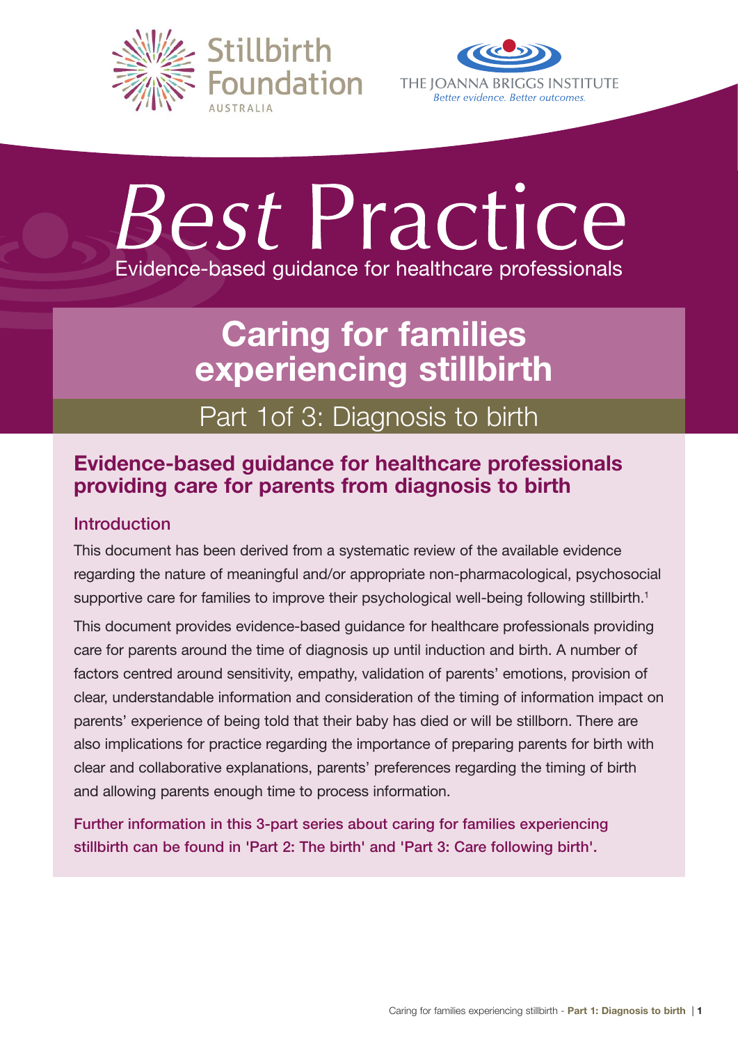Stillbirth Foundation AUSTRALIA

THE JOANNA BRIGGS INSTITUTE
*Better evidence. Better outcomes.*

# *Best* Practice

Evidence-based guidance for healthcare professionals

# Caring for families experiencing stillbirth

## Part 1of 3: Diagnosis to birth

### Evidence-based guidance for healthcare professionals providing care for parents from diagnosis to birth

#### Introduction

This document has been derived from a systematic review of the available evidence regarding the nature of meaningful and/or appropriate non-pharmacological, psychosocial supportive care for families to improve their psychological well-being following stillbirth.[1]

This document provides evidence-based guidance for healthcare professionals providing care for parents around the time of diagnosis up until induction and birth. A number of factors centred around sensitivity, empathy, validation of parents' emotions, provision of clear, understandable information and consideration of the timing of information impact on parents' experience of being told that their baby has died or will be stillborn. There are also implications for practice regarding the importance of preparing parents for birth with clear and collaborative explanations, parents' preferences regarding the timing of birth and allowing parents enough time to process information.

Further information in this 3-part series about caring for families experiencing stillbirth can be found in 'Part 2: The birth' and 'Part 3: Care following birth'.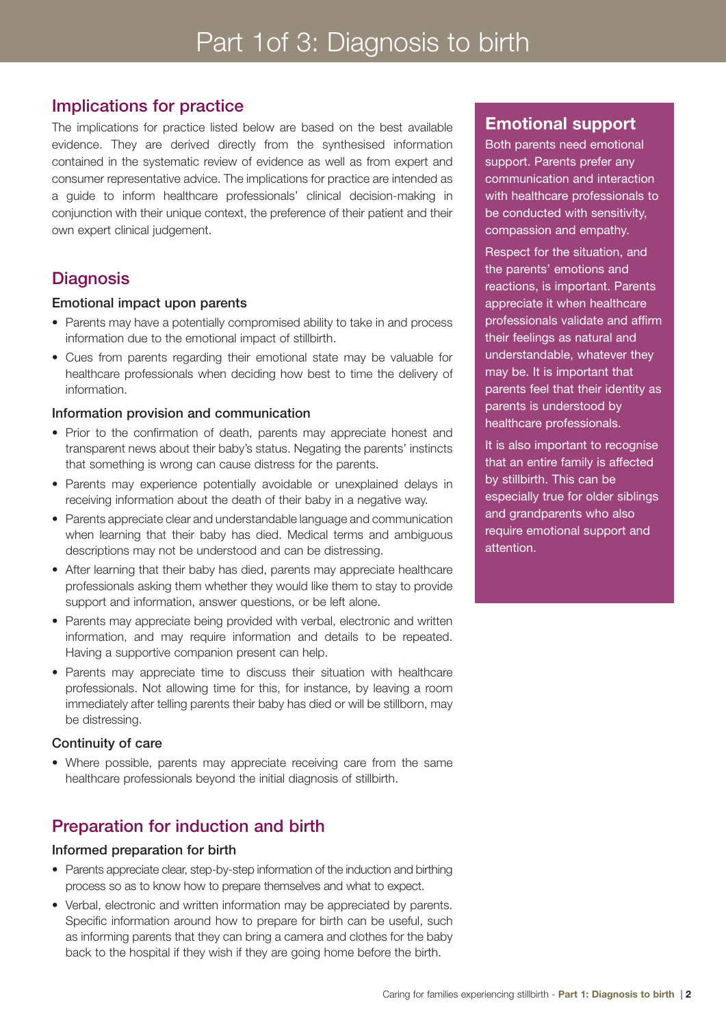# Part 1 of 3: Diagnosis to birth

## Implications for practice

The implications for practice listed below are based on the best available evidence. They are derived directly from the synthesised information contained in the systematic review of evidence as well as from expert and consumer representative advice. The implications for practice are intended as a guide to inform healthcare professionals' clinical decision-making in conjunction with their unique context, the preference of their patient and their own expert clinical judgement.

## Diagnosis

### Emotional impact upon parents

- Parents may have a potentially compromised ability to take in and process information due to the emotional impact of stillbirth.
- Cues from parents regarding their emotional state may be valuable for healthcare professionals when deciding how best to time the delivery of information.

### Information provision and communication

- Prior to the confirmation of death, parents may appreciate honest and transparent news about their baby's status. Negating the parents' instincts that something is wrong can cause distress for the parents.
- Parents may experience potentially avoidable or unexplained delays in receiving information about the death of their baby in a negative way.
- Parents appreciate clear and understandable language and communication when learning that their baby has died. Medical terms and ambiguous descriptions may not be understood and can be distressing.
- After learning that their baby has died, parents may appreciate healthcare professionals asking them whether they would like them to stay to provide support and information, answer questions, or be left alone.
- Parents may appreciate being provided with verbal, electronic and written information, and may require information and details to be repeated. Having a supportive companion present can help.
- Parents may appreciate time to discuss their situation with healthcare professionals. Not allowing time for this, for instance, by leaving a room immediately after telling parents their baby has died or will be stillborn, may be distressing.

### Continuity of care

- Where possible, parents may appreciate receiving care from the same healthcare professionals beyond the initial diagnosis of stillbirth.

## Preparation for induction and birth

### Informed preparation for birth

- Parents appreciate clear, step-by-step information of the induction and birthing process so as to know how to prepare themselves and what to expect.
- Verbal, electronic and written information may be appreciated by parents. Specific information around how to prepare for birth can be useful, such as informing parents that they can bring a camera and clothes for the baby back to the hospital if they wish if they are going home before the birth.

## Emotional support

Both parents need emotional support. Parents prefer any communication and interaction with healthcare professionals to be conducted with sensitivity, compassion and empathy.

Respect for the situation, and the parents' emotions and reactions, is important. Parents appreciate it when healthcare professionals validate and affirm their feelings as natural and understandable, whatever they may be. It is important that parents feel that their identity as parents is understood by healthcare professionals.

It is also important to recognise that an entire family is affected by stillbirth. This can be especially true for older siblings and grandparents who also require emotional support and attention.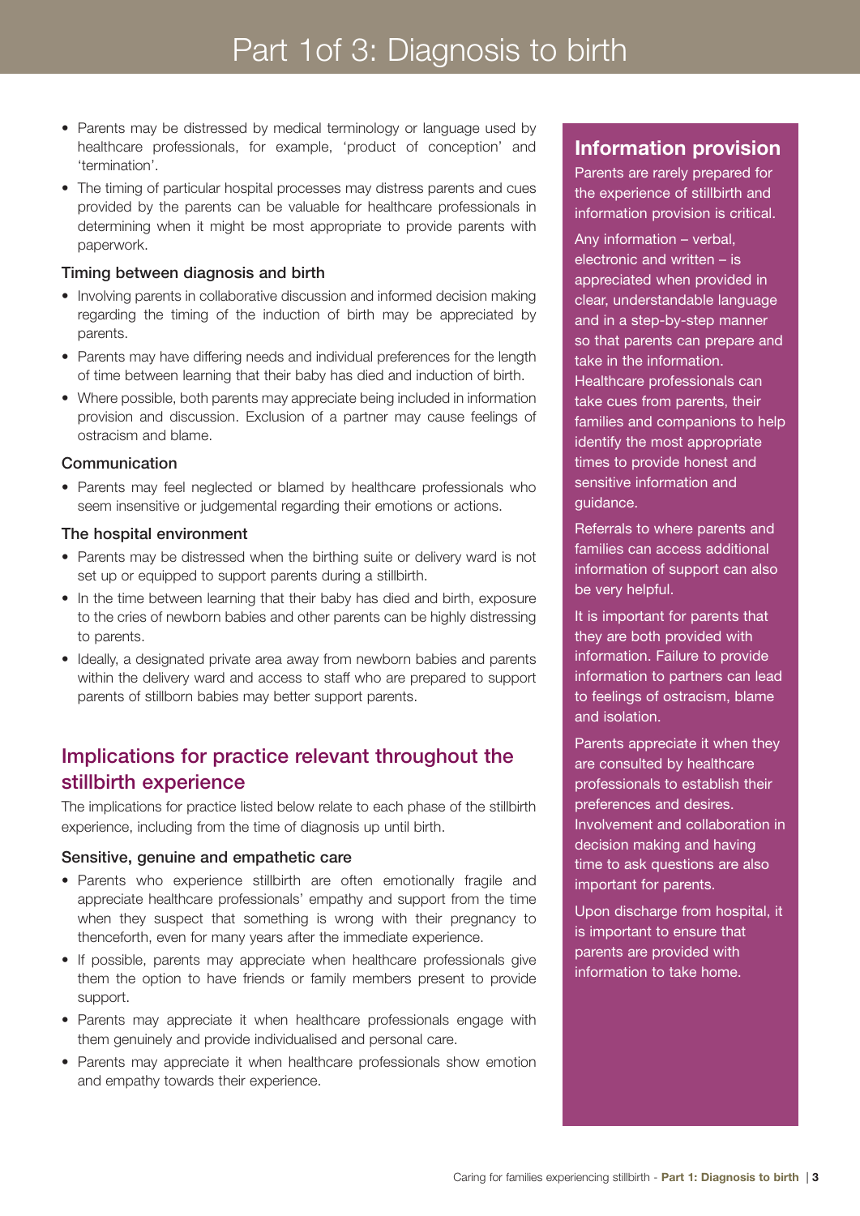# Part 1of 3: Diagnosis to birth

- Parents may be distressed by medical terminology or language used by healthcare professionals, for example, 'product of conception' and 'termination'.
- The timing of particular hospital processes may distress parents and cues provided by the parents can be valuable for healthcare professionals in determining when it might be most appropriate to provide parents with paperwork.

### Timing between diagnosis and birth

- Involving parents in collaborative discussion and informed decision making regarding the timing of the induction of birth may be appreciated by parents.
- Parents may have differing needs and individual preferences for the length of time between learning that their baby has died and induction of birth.
- Where possible, both parents may appreciate being included in information provision and discussion. Exclusion of a partner may cause feelings of ostracism and blame.

### Communication

- Parents may feel neglected or blamed by healthcare professionals who seem insensitive or judgemental regarding their emotions or actions.

### The hospital environment

- Parents may be distressed when the birthing suite or delivery ward is not set up or equipped to support parents during a stillbirth.
- In the time between learning that their baby has died and birth, exposure to the cries of newborn babies and other parents can be highly distressing to parents.
- Ideally, a designated private area away from newborn babies and parents within the delivery ward and access to staff who are prepared to support parents of stillborn babies may better support parents.

## Implications for practice relevant throughout the stillbirth experience

The implications for practice listed below relate to each phase of the stillbirth experience, including from the time of diagnosis up until birth.

### Sensitive, genuine and empathetic care

- Parents who experience stillbirth are often emotionally fragile and appreciate healthcare professionals' empathy and support from the time when they suspect that something is wrong with their pregnancy to thenceforth, even for many years after the immediate experience.
- If possible, parents may appreciate when healthcare professionals give them the option to have friends or family members present to provide support.
- Parents may appreciate it when healthcare professionals engage with them genuinely and provide individualised and personal care.
- Parents may appreciate it when healthcare professionals show emotion and empathy towards their experience.

## Information provision

Parents are rarely prepared for the experience of stillbirth and information provision is critical.

Any information – verbal, electronic and written – is appreciated when provided in clear, understandable language and in a step-by-step manner so that parents can prepare and take in the information. Healthcare professionals can take cues from parents, their families and companions to help identify the most appropriate times to provide honest and sensitive information and guidance.

Referrals to where parents and families can access additional information of support can also be very helpful.

It is important for parents that they are both provided with information. Failure to provide information to partners can lead to feelings of ostracism, blame and isolation.

Parents appreciate it when they are consulted by healthcare professionals to establish their preferences and desires. Involvement and collaboration in decision making and having time to ask questions are also important for parents.

Upon discharge from hospital, it is important to ensure that parents are provided with information to take home.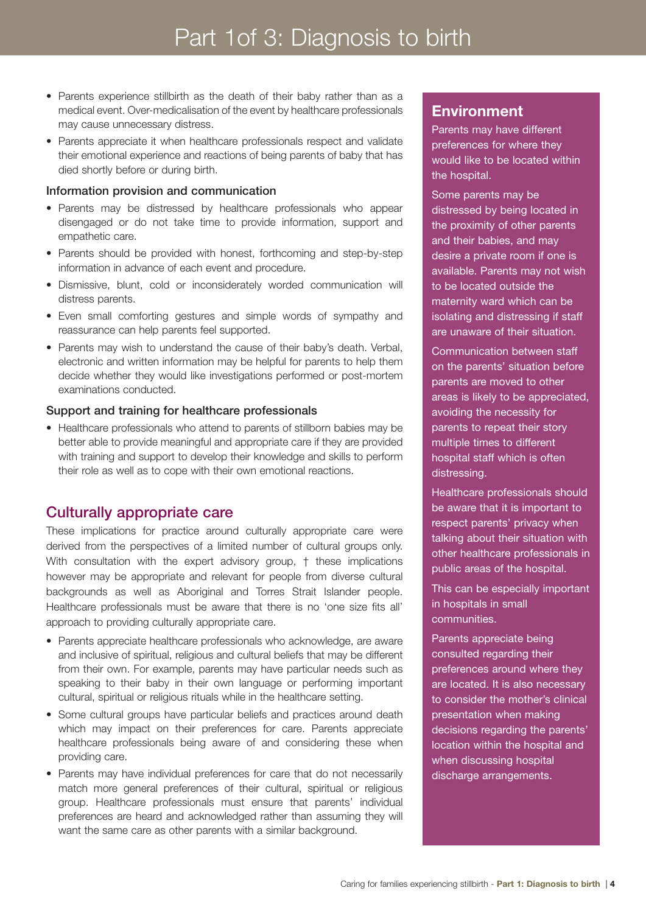- Parents experience stillbirth as the death of their baby rather than as a medical event. Over-medicalisation of the event by healthcare professionals may cause unnecessary distress.
- Parents appreciate it when healthcare professionals respect and validate their emotional experience and reactions of being parents of baby that has died shortly before or during birth.

### Information provision and communication

- Parents may be distressed by healthcare professionals who appear disengaged or do not take time to provide information, support and empathetic care.
- Parents should be provided with honest, forthcoming and step-by-step information in advance of each event and procedure.
- Dismissive, blunt, cold or inconsiderately worded communication will distress parents.
- Even small comforting gestures and simple words of sympathy and reassurance can help parents feel supported.
- Parents may wish to understand the cause of their baby's death. Verbal, electronic and written information may be helpful for parents to help them decide whether they would like investigations performed or post-mortem examinations conducted.

### Support and training for healthcare professionals

- Healthcare professionals who attend to parents of stillborn babies may be better able to provide meaningful and appropriate care if they are provided with training and support to develop their knowledge and skills to perform their role as well as to cope with their own emotional reactions.

## Culturally appropriate care

These implications for practice around culturally appropriate care were derived from the perspectives of a limited number of cultural groups only. With consultation with the expert advisory group, † these implications however may be appropriate and relevant for people from diverse cultural backgrounds as well as Aboriginal and Torres Strait Islander people. Healthcare professionals must be aware that there is no 'one size fits all' approach to providing culturally appropriate care.

- Parents appreciate healthcare professionals who acknowledge, are aware and inclusive of spiritual, religious and cultural beliefs that may be different from their own. For example, parents may have particular needs such as speaking to their baby in their own language or performing important cultural, spiritual or religious rituals while in the healthcare setting.
- Some cultural groups have particular beliefs and practices around death which may impact on their preferences for care. Parents appreciate healthcare professionals being aware of and considering these when providing care.
- Parents may have individual preferences for care that do not necessarily match more general preferences of their cultural, spiritual or religious group. Healthcare professionals must ensure that parents' individual preferences are heard and acknowledged rather than assuming they will want the same care as other parents with a similar background.

## Environment

Parents may have different preferences for where they would like to be located within the hospital.

Some parents may be distressed by being located in the proximity of other parents and their babies, and may desire a private room if one is available. Parents may not wish to be located outside the maternity ward which can be isolating and distressing if staff are unaware of their situation.

Communication between staff on the parents' situation before parents are moved to other areas is likely to be appreciated, avoiding the necessity for parents to repeat their story multiple times to different hospital staff which is often distressing.

Healthcare professionals should be aware that it is important to respect parents' privacy when talking about their situation with other healthcare professionals in public areas of the hospital.

This can be especially important in hospitals in small communities.

Parents appreciate being consulted regarding their preferences around where they are located. It is also necessary to consider the mother's clinical presentation when making decisions regarding the parents' location within the hospital and when discussing hospital discharge arrangements.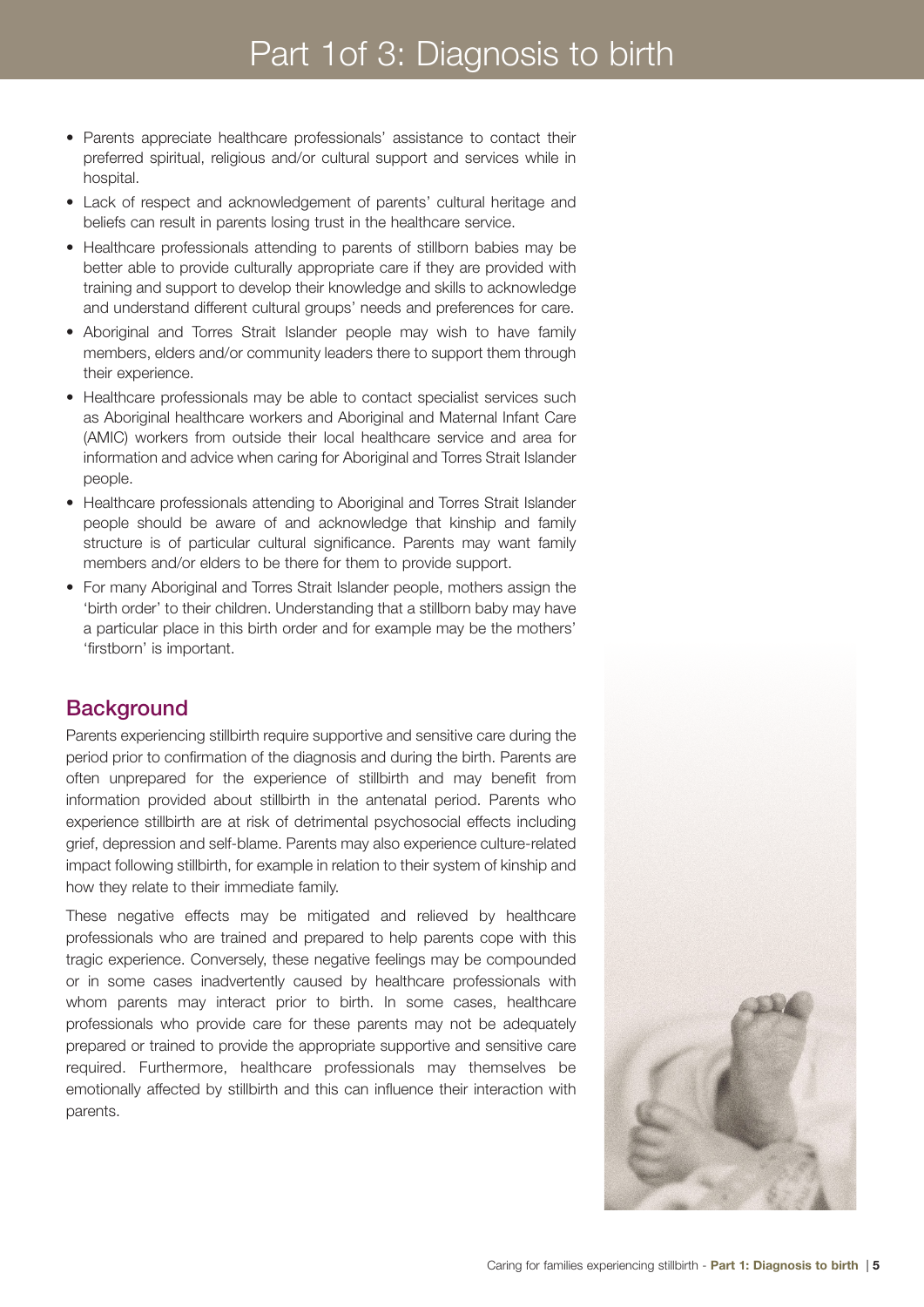- Parents appreciate healthcare professionals' assistance to contact their preferred spiritual, religious and/or cultural support and services while in hospital.
- Lack of respect and acknowledgement of parents' cultural heritage and beliefs can result in parents losing trust in the healthcare service.
- Healthcare professionals attending to parents of stillborn babies may be better able to provide culturally appropriate care if they are provided with training and support to develop their knowledge and skills to acknowledge and understand different cultural groups' needs and preferences for care.
- Aboriginal and Torres Strait Islander people may wish to have family members, elders and/or community leaders there to support them through their experience.
- Healthcare professionals may be able to contact specialist services such as Aboriginal healthcare workers and Aboriginal and Maternal Infant Care (AMIC) workers from outside their local healthcare service and area for information and advice when caring for Aboriginal and Torres Strait Islander people.
- Healthcare professionals attending to Aboriginal and Torres Strait Islander people should be aware of and acknowledge that kinship and family structure is of particular cultural significance. Parents may want family members and/or elders to be there for them to provide support.
- For many Aboriginal and Torres Strait Islander people, mothers assign the 'birth order' to their children. Understanding that a stillborn baby may have a particular place in this birth order and for example may be the mothers' 'firstborn' is important.

## Background

Parents experiencing stillbirth require supportive and sensitive care during the period prior to confirmation of the diagnosis and during the birth. Parents are often unprepared for the experience of stillbirth and may benefit from information provided about stillbirth in the antenatal period. Parents who experience stillbirth are at risk of detrimental psychosocial effects including grief, depression and self-blame. Parents may also experience culture-related impact following stillbirth, for example in relation to their system of kinship and how they relate to their immediate family.

These negative effects may be mitigated and relieved by healthcare professionals who are trained and prepared to help parents cope with this tragic experience. Conversely, these negative feelings may be compounded or in some cases inadvertently caused by healthcare professionals with whom parents may interact prior to birth. In some cases, healthcare professionals who provide care for these parents may not be adequately prepared or trained to provide the appropriate supportive and sensitive care required. Furthermore, healthcare professionals may themselves be emotionally affected by stillbirth and this can influence their interaction with parents.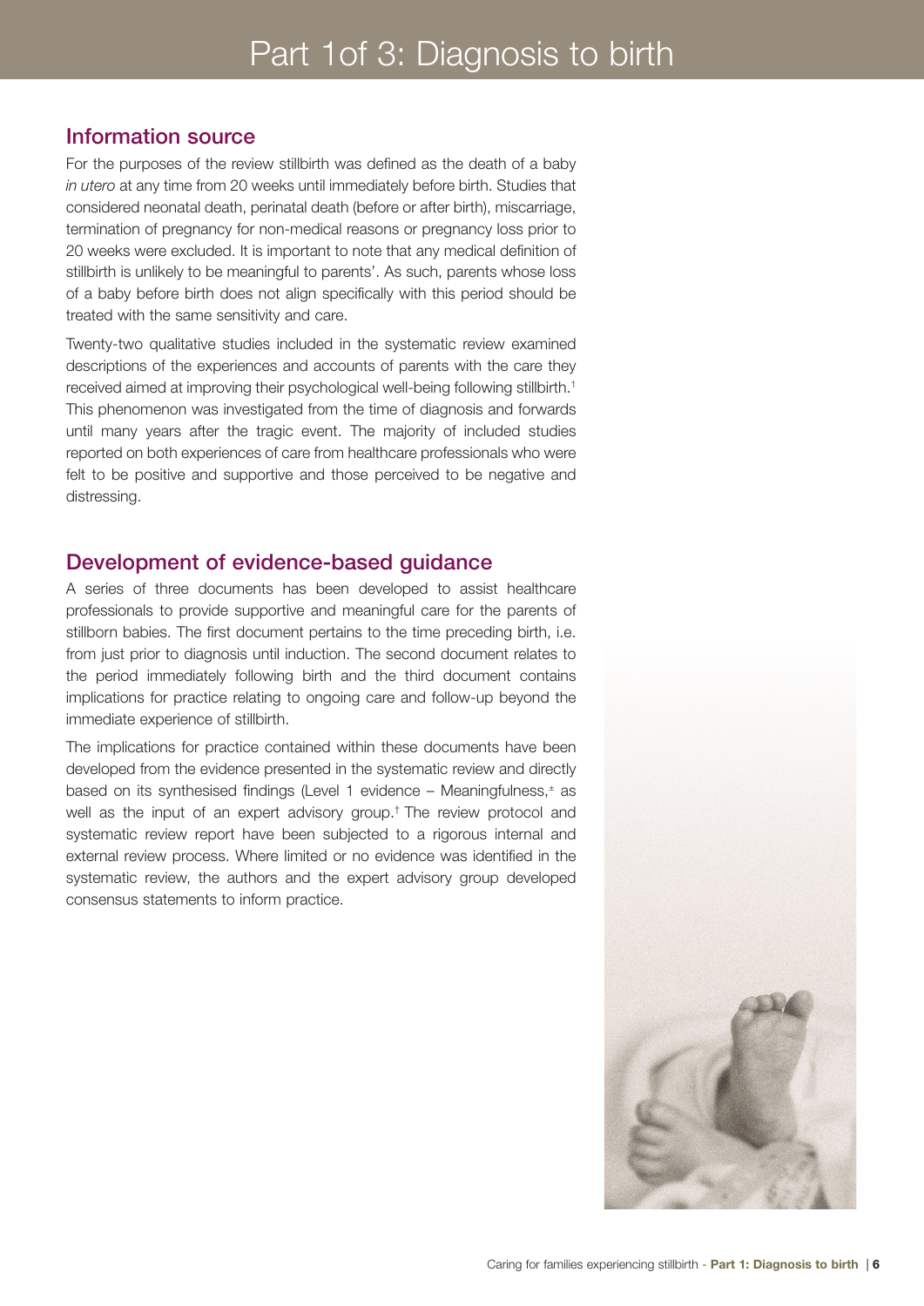# Part 1of 3: Diagnosis to birth

## Information source

For the purposes of the review stillbirth was defined as the death of a baby *in utero* at any time from 20 weeks until immediately before birth. Studies that considered neonatal death, perinatal death (before or after birth), miscarriage, termination of pregnancy for non-medical reasons or pregnancy loss prior to 20 weeks were excluded. It is important to note that any medical definition of stillbirth is unlikely to be meaningful to parents'. As such, parents whose loss of a baby before birth does not align specifically with this period should be treated with the same sensitivity and care.

Twenty-two qualitative studies included in the systematic review examined descriptions of the experiences and accounts of parents with the care they received aimed at improving their psychological well-being following stillbirth.[1] This phenomenon was investigated from the time of diagnosis and forwards until many years after the tragic event. The majority of included studies reported on both experiences of care from healthcare professionals who were felt to be positive and supportive and those perceived to be negative and distressing.

## Development of evidence-based guidance

A series of three documents has been developed to assist healthcare professionals to provide supportive and meaningful care for the parents of stillborn babies. The first document pertains to the time preceding birth, i.e. from just prior to diagnosis until induction. The second document relates to the period immediately following birth and the third document contains implications for practice relating to ongoing care and follow-up beyond the immediate experience of stillbirth.

The implications for practice contained within these documents have been developed from the evidence presented in the systematic review and directly based on its synthesised findings (Level 1 evidence – Meaningfulness,[±] as well as the input of an expert advisory group.[†] The review protocol and systematic review report have been subjected to a rigorous internal and external review process. Where limited or no evidence was identified in the systematic review, the authors and the expert advisory group developed consensus statements to inform practice.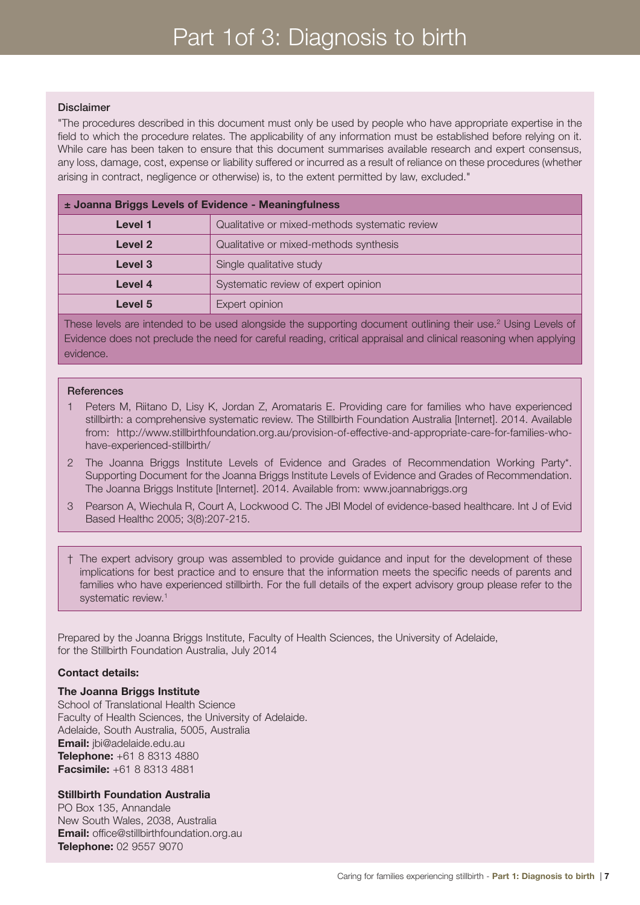# Part 1of 3: Diagnosis to birth

**Disclaimer**

"The procedures described in this document must only be used by people who have appropriate expertise in the field to which the procedure relates. The applicability of any information must be established before relying on it. While care has been taken to ensure that this document summarises available research and expert consensus, any loss, damage, cost, expense or liability suffered or incurred as a result of reliance on these procedures (whether arising in contract, negligence or otherwise) is, to the extent permitted by law, excluded."

| ± Joanna Briggs Levels of Evidence - Meaningfulness | |
|---|---|
| **Level 1** | Qualitative or mixed-methods systematic review |
| **Level 2** | Qualitative or mixed-methods synthesis |
| **Level 3** | Single qualitative study |
| **Level 4** | Systematic review of expert opinion |
| **Level 5** | Expert opinion |

These levels are intended to be used alongside the supporting document outlining their use.[2] Using Levels of Evidence does not preclude the need for careful reading, critical appraisal and clinical reasoning when applying evidence.

**References**

1 Peters M, Riitano D, Lisy K, Jordan Z, Aromataris E. Providing care for families who have experienced stillbirth: a comprehensive systematic review. The Stillbirth Foundation Australia [Internet]. 2014. Available from: http://www.stillbirthfoundation.org.au/provision-of-effective-and-appropriate-care-for-families-who-have-experienced-stillbirth/

2 The Joanna Briggs Institute Levels of Evidence and Grades of Recommendation Working Party*. Supporting Document for the Joanna Briggs Institute Levels of Evidence and Grades of Recommendation. The Joanna Briggs Institute [Internet]. 2014. Available from: www.joannabriggs.org

3 Pearson A, Wiechula R, Court A, Lockwood C. The JBI Model of evidence-based healthcare. Int J of Evid Based Healthc 2005; 3(8):207-215.

† The expert advisory group was assembled to provide guidance and input for the development of these implications for best practice and to ensure that the information meets the specific needs of parents and families who have experienced stillbirth. For the full details of the expert advisory group please refer to the systematic review.[1]

Prepared by the Joanna Briggs Institute, Faculty of Health Sciences, the University of Adelaide, for the Stillbirth Foundation Australia, July 2014

**Contact details:**

**The Joanna Briggs Institute**
School of Translational Health Science
Faculty of Health Sciences, the University of Adelaide.
Adelaide, South Australia, 5005, Australia
**Email:** jbi@adelaide.edu.au
**Telephone:** +61 8 8313 4880
**Facsimile:** +61 8 8313 4881

**Stillbirth Foundation Australia**
PO Box 135, Annandale
New South Wales, 2038, Australia
**Email:** office@stillbirthfoundation.org.au
**Telephone:** 02 9557 9070